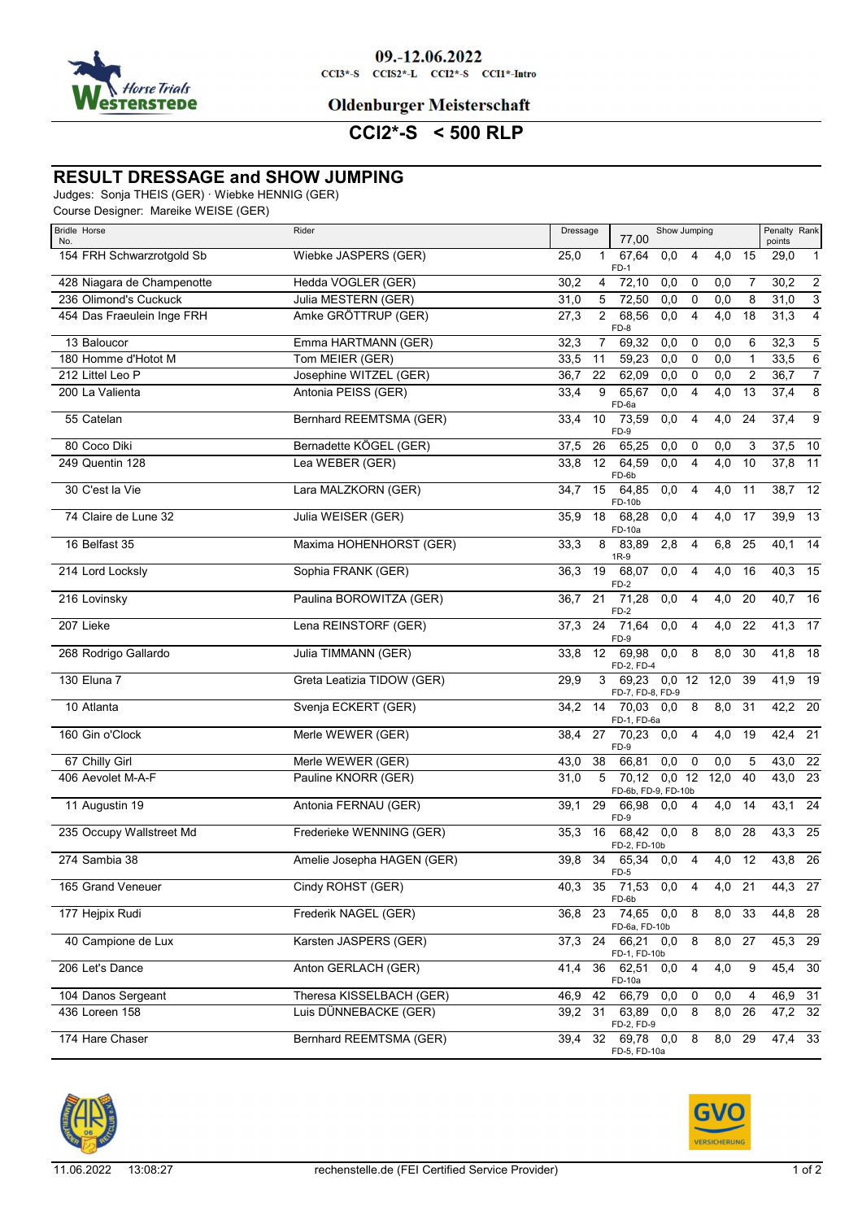09.-12.06.2022

CCI3*-S CCIS2*-L CCI2*-S CCI1*-Intro

Oldenburger Meisterschaft

# CCI2*-S < 500 RLP

## RESULT DRESSAGE and SHOW JUMPING

Judges: Sonja THEIS (GER) · Wiebke HENNIG (GER)
Course Designer: Mareike WEISE (GER)

| Bridle No. | Horse | Rider | Dressage | | Show Jumping 77,00 | | | | | Penalty points | Rank |
|---|---|---|---|---|---|---|---|---|---|---|---|
| 154 | FRH Schwarzrotgold Sb | Wiebke JASPERS (GER) | 25,0 | 1 | 67,64 FD-1 | 0,0 | 4 | 4,0 | 15 | 29,0 | 1 |
| 428 | Niagara de Champenotte | Hedda VOGLER (GER) | 30,2 | 4 | 72,10 | 0,0 | 0 | 0,0 | 7 | 30,2 | 2 |
| 236 | Olimond's Cuckuck | Julia MESTERN (GER) | 31,0 | 5 | 72,50 | 0,0 | 0 | 0,0 | 8 | 31,0 | 3 |
| 454 | Das Fraeulein Inge FRH | Amke GRÖTTRUP (GER) | 27,3 | 2 | 68,56 FD-8 | 0,0 | 4 | 4,0 | 18 | 31,3 | 4 |
| 13 | Baloucor | Emma HARTMANN (GER) | 32,3 | 7 | 69,32 | 0,0 | 0 | 0,0 | 6 | 32,3 | 5 |
| 180 | Homme d'Hotot M | Tom MEIER (GER) | 33,5 | 11 | 59,23 | 0,0 | 0 | 0,0 | 1 | 33,5 | 6 |
| 212 | Littel Leo P | Josephine WITZEL (GER) | 36,7 | 22 | 62,09 | 0,0 | 0 | 0,0 | 2 | 36,7 | 7 |
| 200 | La Valienta | Antonia PEISS (GER) | 33,4 | 9 | 65,67 FD-6a | 0,0 | 4 | 4,0 | 13 | 37,4 | 8 |
| 55 | Catelan | Bernhard REEMTSMA (GER) | 33,4 | 10 | 73,59 FD-9 | 0,0 | 4 | 4,0 | 24 | 37,4 | 9 |
| 80 | Coco Diki | Bernadette KÖGEL (GER) | 37,5 | 26 | 65,25 | 0,0 | 0 | 0,0 | 3 | 37,5 | 10 |
| 249 | Quentin 128 | Lea WEBER (GER) | 33,8 | 12 | 64,59 FD-6b | 0,0 | 4 | 4,0 | 10 | 37,8 | 11 |
| 30 | C'est la Vie | Lara MALZKORN (GER) | 34,7 | 15 | 64,85 FD-10b | 0,0 | 4 | 4,0 | 11 | 38,7 | 12 |
| 74 | Claire de Lune 32 | Julia WEISER (GER) | 35,9 | 18 | 68,28 FD-10a | 0,0 | 4 | 4,0 | 17 | 39,9 | 13 |
| 16 | Belfast 35 | Maxima HOHENHORST (GER) | 33,3 | 8 | 83,89 1R-9 | 2,8 | 4 | 6,8 | 25 | 40,1 | 14 |
| 214 | Lord Locksly | Sophia FRANK (GER) | 36,3 | 19 | 68,07 FD-2 | 0,0 | 4 | 4,0 | 16 | 40,3 | 15 |
| 216 | Lovinsky | Paulina BOROWITZA (GER) | 36,7 | 21 | 71,28 FD-2 | 0,0 | 4 | 4,0 | 20 | 40,7 | 16 |
| 207 | Lieke | Lena REINSTORF (GER) | 37,3 | 24 | 71,64 FD-9 | 0,0 | 4 | 4,0 | 22 | 41,3 | 17 |
| 268 | Rodrigo Gallardo | Julia TIMMANN (GER) | 33,8 | 12 | 69,98 FD-2, FD-4 | 0,0 | 8 | 8,0 | 30 | 41,8 | 18 |
| 130 | Eluna 7 | Greta Leatizia TIDOW (GER) | 29,9 | 3 | 69,23 FD-7, FD-8, FD-9 | 0,0 | 12 | 12,0 | 39 | 41,9 | 19 |
| 10 | Atlanta | Svenja ECKERT (GER) | 34,2 | 14 | 70,03 FD-1, FD-6a | 0,0 | 8 | 8,0 | 31 | 42,2 | 20 |
| 160 | Gin o'Clock | Merle WEWER (GER) | 38,4 | 27 | 70,23 FD-9 | 0,0 | 4 | 4,0 | 19 | 42,4 | 21 |
| 67 | Chilly Girl | Merle WEWER (GER) | 43,0 | 38 | 66,81 | 0,0 | 0 | 0,0 | 5 | 43,0 | 22 |
| 406 | Aevolet M-A-F | Pauline KNORR (GER) | 31,0 | 5 | 70,12 FD-6b, FD-9, FD-10b | 0,0 | 12 | 12,0 | 40 | 43,0 | 23 |
| 11 | Augustin 19 | Antonia FERNAU (GER) | 39,1 | 29 | 66,98 FD-9 | 0,0 | 4 | 4,0 | 14 | 43,1 | 24 |
| 235 | Occupy Wallstreet Md | Frederieke WENNING (GER) | 35,3 | 16 | 68,42 FD-2, FD-10b | 0,0 | 8 | 8,0 | 28 | 43,3 | 25 |
| 274 | Sambia 38 | Amelie Josepha HAGEN (GER) | 39,8 | 34 | 65,34 FD-5 | 0,0 | 4 | 4,0 | 12 | 43,8 | 26 |
| 165 | Grand Veneuer | Cindy ROHST (GER) | 40,3 | 35 | 71,53 FD-6b | 0,0 | 4 | 4,0 | 21 | 44,3 | 27 |
| 177 | Hejpix Rudi | Frederik NAGEL (GER) | 36,8 | 23 | 74,65 FD-6a, FD-10b | 0,0 | 8 | 8,0 | 33 | 44,8 | 28 |
| 40 | Campione de Lux | Karsten JASPERS (GER) | 37,3 | 24 | 66,21 FD-1, FD-10b | 0,0 | 8 | 8,0 | 27 | 45,3 | 29 |
| 206 | Let's Dance | Anton GERLACH (GER) | 41,4 | 36 | 62,51 FD-10a | 0,0 | 4 | 4,0 | 9 | 45,4 | 30 |
| 104 | Danos Sergeant | Theresa KISSELBACH (GER) | 46,9 | 42 | 66,79 | 0,0 | 0 | 0,0 | 4 | 46,9 | 31 |
| 436 | Loreen 158 | Luis DÜNNEBACKE (GER) | 39,2 | 31 | 63,89 FD-2, FD-9 | 0,0 | 8 | 8,0 | 26 | 47,2 | 32 |
| 174 | Hare Chaser | Bernhard REEMTSMA (GER) | 39,4 | 32 | 69,78 FD-5, FD-10a | 0,0 | 8 | 8,0 | 29 | 47,4 | 33 |

11.06.2022 13:08:27 rechenstelle.de (FEI Certified Service Provider)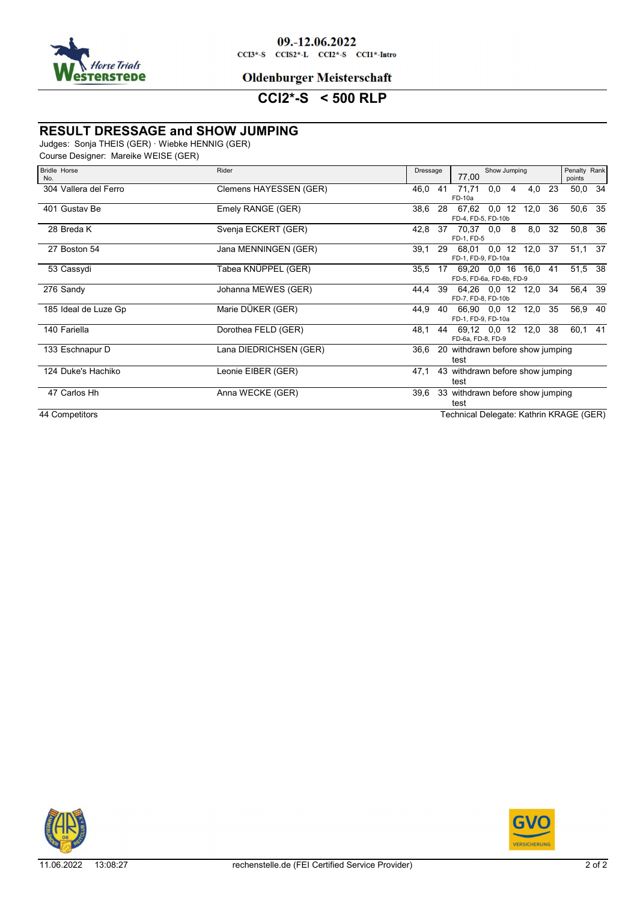09.-12.06.2022

CCI3*-S CCIS2*-L CCI2*-S CCI1*-Intro

Oldenburger Meisterschaft

# CCI2*-S < 500 RLP

## RESULT DRESSAGE and SHOW JUMPING

Judges: Sonja THEIS (GER) · Wiebke HENNIG (GER)
Course Designer: Mareike WEISE (GER)

| Bridle No. | Horse | Rider | Dressage | | Show Jumping 77,00 | | | | | Penalty points | Rank |
|---|---|---|---|---|---|---|---|---|---|---|---|
| 304 | Vallera del Ferro | Clemens HAYESSEN (GER) | 46,0 | 41 | 71,71 FD-10a | 0,0 | 4 | 4,0 | 23 | 50,0 | 34 |
| 401 | Gustav Be | Emely RANGE (GER) | 38,6 | 28 | 67,62 FD-4, FD-5, FD-10b | 0,0 | 12 | 12,0 | 36 | 50,6 | 35 |
| 28 | Breda K | Svenja ECKERT (GER) | 42,8 | 37 | 70,37 FD-1, FD-5 | 0,0 | 8 | 8,0 | 32 | 50,8 | 36 |
| 27 | Boston 54 | Jana MENNINGEN (GER) | 39,1 | 29 | 68,01 FD-1, FD-9, FD-10a | 0,0 | 12 | 12,0 | 37 | 51,1 | 37 |
| 53 | Cassydi | Tabea KNÜPPEL (GER) | 35,5 | 17 | 69,20 FD-5, FD-6a, FD-6b, FD-9 | 0,0 | 16 | 16,0 | 41 | 51,5 | 38 |
| 276 | Sandy | Johanna MEWES (GER) | 44,4 | 39 | 64,26 FD-7, FD-8, FD-10b | 0,0 | 12 | 12,0 | 34 | 56,4 | 39 |
| 185 | Ideal de Luze Gp | Marie DÜKER (GER) | 44,9 | 40 | 66,90 FD-1, FD-9, FD-10a | 0,0 | 12 | 12,0 | 35 | 56,9 | 40 |
| 140 | Fariella | Dorothea FELD (GER) | 48,1 | 44 | 69,12 FD-6a, FD-8, FD-9 | 0,0 | 12 | 12,0 | 38 | 60,1 | 41 |
| 133 | Eschnapur D | Lana DIEDRICHSEN (GER) | 36,6 | 20 | withdrawn before show jumping test | | | | | | |
| 124 | Duke's Hachiko | Leonie EIBER (GER) | 47,1 | 43 | withdrawn before show jumping test | | | | | | |
| 47 | Carlos Hh | Anna WECKE (GER) | 39,6 | 33 | withdrawn before show jumping test | | | | | | |

44 Competitors

Technical Delegate: Kathrin KRAGE (GER)

11.06.2022 13:08:27 rechenstelle.de (FEI Certified Service Provider)